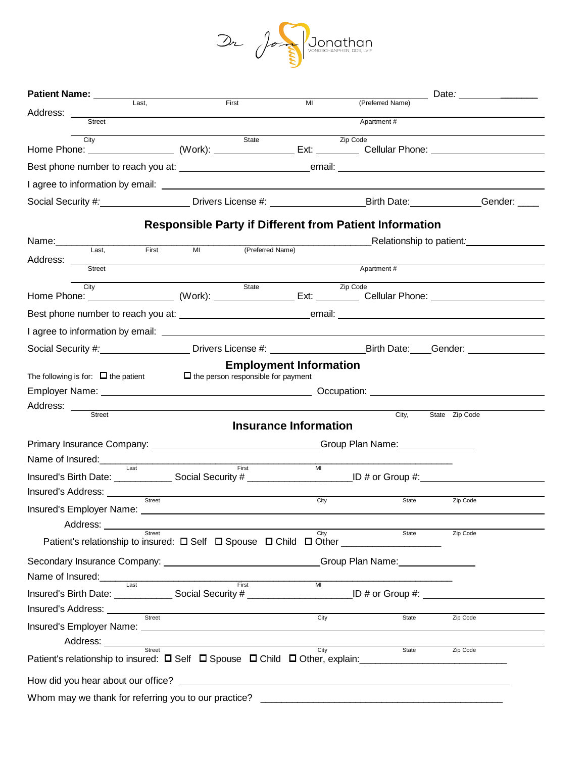Dr Jon | Jonathan
VONGSCHANPHEN, DDS, LVIF

**Patient Name:** ______________________________________________ Date: ____________

Last, First MI (Preferred Name)

Address: ______________________________________________________________

Street Apartment #

City State Zip Code

Home Phone: ______________ (Work): ______________ Ext: ________ Cellular Phone: ____________________

Best phone number to reach you at: ______________________ email: ______________________________

I agree to information by email: ______________________________________________________________

Social Security #: ________________ Drivers License #: ________________ Birth Date: ____________ Gender: ____

## Responsible Party if Different from Patient Information

Name: ______________________________________________ Relationship to patient: ______________

Last, First MI (Preferred Name)

Address: ______________________________________________________________

Street Apartment #

City State Zip Code

Home Phone: ______________ (Work): ______________ Ext: ________ Cellular Phone: ____________________

Best phone number to reach you at: ______________________ email: ______________________________

I agree to information by email: ______________________________________________________________

Social Security #: ________________ Drivers License #: ________________ Birth Date: ____ Gender: ______________

## Employment Information

The following is for: ☐ the patient ☐ the person responsible for payment

Employer Name: ____________________________________ Occupation: ______________________________

Address: ______________________________________________________________

Street City, State Zip Code

## Insurance Information

Primary Insurance Company: ____________________________ Group Plan Name: ______________

Name of Insured: ______________________________________________________________

Last First MI

Insured's Birth Date: __________ Social Security # __________________ ID # or Group #: ____________________

Insured's Address: ______________________________________________________________

Street City State Zip Code

Insured's Employer Name: ______________________________________________________________

Address: ______________________________________________________________

Street City State Zip Code

Patient's relationship to insured: ☐ Self ☐ Spouse ☐ Child ☐ Other __________________

Secondary Insurance Company: ____________________________ Group Plan Name: ______________

Name of Insured: ______________________________________________________________

Last First MI

Insured's Birth Date: __________ Social Security # __________________ ID # or Group #: ____________________

Insured's Address: ______________________________________________________________

Street City State Zip Code

Insured's Employer Name: ______________________________________________________________

Address: ______________________________________________________________

Street City State Zip Code

Patient's relationship to insured: ☐ Self ☐ Spouse ☐ Child ☐ Other, explain: ____________________________

How did you hear about our office? ______________________________________________________________

Whom may we thank for referring you to our practice? ______________________________________________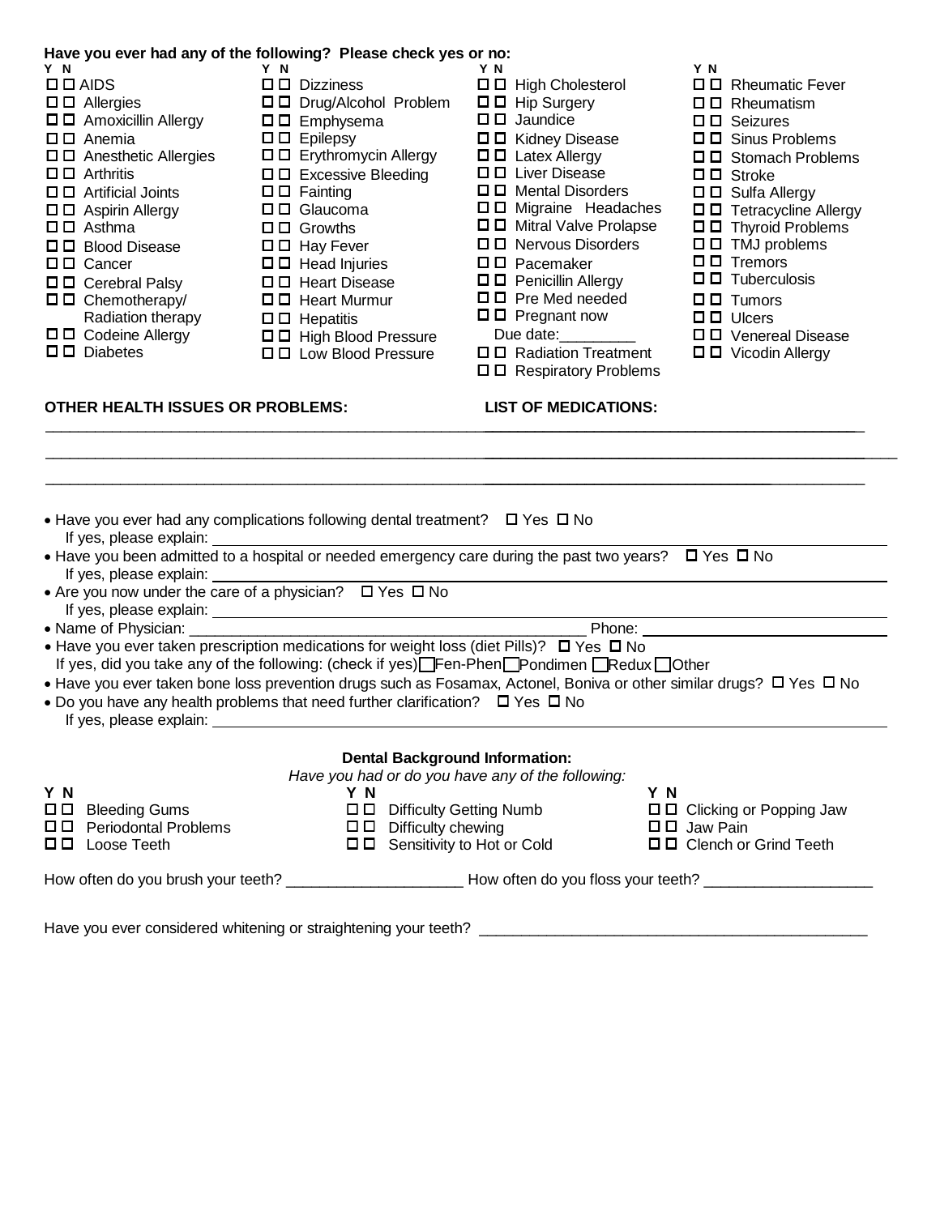**Have you ever had any of the following? Please check yes or no:**

| Y N | | Y N | | Y N | | Y N | |
|---|---|---|---|---|---|---|---|
| ☐ ☐ | AIDS | ☐ ☐ | Dizziness | ☐ ☐ | High Cholesterol | ☐ ☐ | Rheumatic Fever |
| ☐ ☐ | Allergies | ☐ ☐ | Drug/Alcohol Problem | ☐ ☐ | Hip Surgery | ☐ ☐ | Rheumatism |
| ☐ ☐ | Amoxicillin Allergy | ☐ ☐ | Emphysema | ☐ ☐ | Jaundice | ☐ ☐ | Seizures |
| ☐ ☐ | Anemia | ☐ ☐ | Epilepsy | ☐ ☐ | Kidney Disease | ☐ ☐ | Sinus Problems |
| ☐ ☐ | Anesthetic Allergies | ☐ ☐ | Erythromycin Allergy | ☐ ☐ | Latex Allergy | ☐ ☐ | Stomach Problems |
| ☐ ☐ | Arthritis | ☐ ☐ | Excessive Bleeding | ☐ ☐ | Liver Disease | ☐ ☐ | Stroke |
| ☐ ☐ | Artificial Joints | ☐ ☐ | Fainting | ☐ ☐ | Mental Disorders | ☐ ☐ | Sulfa Allergy |
| ☐ ☐ | Aspirin Allergy | ☐ ☐ | Glaucoma | ☐ ☐ | Migraine Headaches | ☐ ☐ | Tetracycline Allergy |
| ☐ ☐ | Asthma | ☐ ☐ | Growths | ☐ ☐ | Mitral Valve Prolapse | ☐ ☐ | Thyroid Problems |
| ☐ ☐ | Blood Disease | ☐ ☐ | Hay Fever | ☐ ☐ | Nervous Disorders | ☐ ☐ | TMJ problems |
| ☐ ☐ | Cancer | ☐ ☐ | Head Injuries | ☐ ☐ | Pacemaker | ☐ ☐ | Tremors |
| ☐ ☐ | Cerebral Palsy | ☐ ☐ | Heart Disease | ☐ ☐ | Penicillin Allergy | ☐ ☐ | Tuberculosis |
| ☐ ☐ | Chemotherapy/ Radiation therapy | ☐ ☐ | Heart Murmur | ☐ ☐ | Pre Med needed | ☐ ☐ | Tumors |
| ☐ ☐ | Codeine Allergy | ☐ ☐ | Hepatitis | ☐ ☐ | Pregnant now Due date:_________ | ☐ ☐ | Ulcers |
| ☐ ☐ | Diabetes | ☐ ☐ | High Blood Pressure | ☐ ☐ | Radiation Treatment | ☐ ☐ | Venereal Disease |
| | | ☐ ☐ | Low Blood Pressure | ☐ ☐ | Respiratory Problems | ☐ ☐ | Vicodin Allergy |

**OTHER HEALTH ISSUES OR PROBLEMS:** **LIST OF MEDICATIONS:**

_______________________________________________________________________________

_______________________________________________________________________________

_______________________________________________________________________________

- Have you ever had any complications following dental treatment? ☐ Yes ☐ No
  If yes, please explain: ____________________
- Have you been admitted to a hospital or needed emergency care during the past two years? ☐ Yes ☐ No
  If yes, please explain: ____________________
- Are you now under the care of a physician? ☐ Yes ☐ No
  If yes, please explain: ____________________
- Name of Physician: ____________________ Phone: ____________________
- Have you ever taken prescription medications for weight loss (diet Pills)? ☐ Yes ☐ No
  If yes, did you take any of the following: (check if yes) ☐ Fen-Phen ☐ Pondimen ☐ Redux ☐ Other
- Have you ever taken bone loss prevention drugs such as Fosamax, Actonel, Boniva or other similar drugs? ☐ Yes ☐ No
- Do you have any health problems that need further clarification? ☐ Yes ☐ No
  If yes, please explain: ____________________

### Dental Background Information:

*Have you had or do you have any of the following:*

| Y N | | Y N | | Y N | |
|---|---|---|---|---|---|
| ☐ ☐ | Bleeding Gums | ☐ ☐ | Difficulty Getting Numb | ☐ ☐ | Clicking or Popping Jaw |
| ☐ ☐ | Periodontal Problems | ☐ ☐ | Difficulty chewing | ☐ ☐ | Jaw Pain |
| ☐ ☐ | Loose Teeth | ☐ ☐ | Sensitivity to Hot or Cold | ☐ ☐ | Clench or Grind Teeth |

How often do you brush your teeth? ____________________ How often do you floss your teeth? ____________________

Have you ever considered whitening or straightening your teeth? ______________________________________________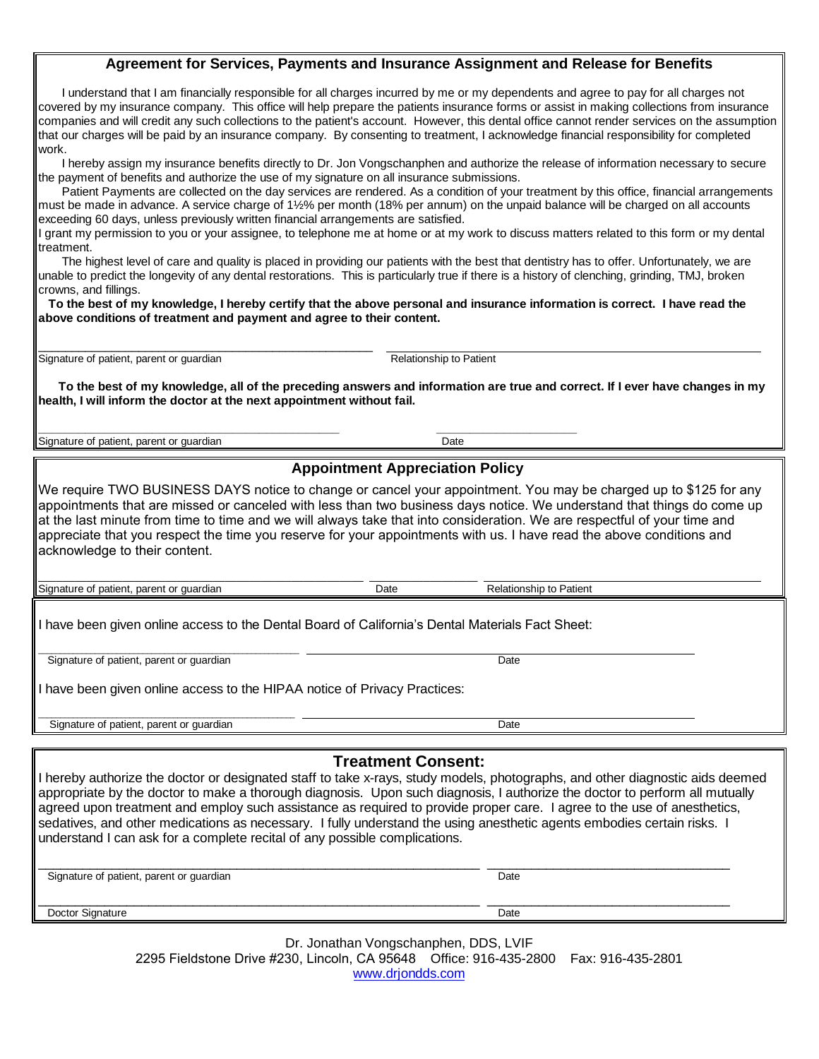## Agreement for Services, Payments and Insurance Assignment and Release for Benefits

I understand that I am financially responsible for all charges incurred by me or my dependents and agree to pay for all charges not covered by my insurance company. This office will help prepare the patients insurance forms or assist in making collections from insurance companies and will credit any such collections to the patient's account. However, this dental office cannot render services on the assumption that our charges will be paid by an insurance company. By consenting to treatment, I acknowledge financial responsibility for completed work.

I hereby assign my insurance benefits directly to Dr. Jon Vongschanphen and authorize the release of information necessary to secure the payment of benefits and authorize the use of my signature on all insurance submissions.

Patient Payments are collected on the day services are rendered. As a condition of your treatment by this office, financial arrangements must be made in advance. A service charge of 1½% per month (18% per annum) on the unpaid balance will be charged on all accounts exceeding 60 days, unless previously written financial arrangements are satisfied.

I grant my permission to you or your assignee, to telephone me at home or at my work to discuss matters related to this form or my dental treatment.

The highest level of care and quality is placed in providing our patients with the best that dentistry has to offer. Unfortunately, we are unable to predict the longevity of any dental restorations. This is particularly true if there is a history of clenching, grinding, TMJ, broken crowns, and fillings.

**To the best of my knowledge, I hereby certify that the above personal and insurance information is correct. I have read the above conditions of treatment and payment and agree to their content.**

\_\_\_\_\_\_\_\_\_\_\_\_\_\_\_\_\_\_\_\_\_\_\_\_\_\_\_\_\_\_\_\_\_\_\_\_ \_\_\_\_\_\_\_\_\_\_\_\_\_\_\_\_\_\_\_\_\_\_\_\_\_\_\_\_\_\_

Signature of patient, parent or guardian — Relationship to Patient

**To the best of my knowledge, all of the preceding answers and information are true and correct. If I ever have changes in my health, I will inform the doctor at the next appointment without fail.**

\_\_\_\_\_\_\_\_\_\_\_\_\_\_\_\_\_\_\_\_\_\_\_\_\_\_\_\_\_\_\_\_\_\_\_\_ \_\_\_\_\_\_\_\_\_\_\_\_\_\_\_\_\_\_

Signature of patient, parent or guardian — Date

## Appointment Appreciation Policy

We require TWO BUSINESS DAYS notice to change or cancel your appointment. You may be charged up to $125 for any appointments that are missed or canceled with less than two business days notice. We understand that things do come up at the last minute from time to time and we will always take that into consideration. We are respectful of your time and appreciate that you respect the time you reserve for your appointments with us. I have read the above conditions and acknowledge to their content.

\_\_\_\_\_\_\_\_\_\_\_\_\_\_\_\_\_\_\_\_\_\_\_\_\_\_\_\_\_\_\_\_\_\_\_\_ \_\_\_\_\_\_\_\_\_\_\_\_\_\_ \_\_\_\_\_\_\_\_\_\_\_\_\_\_\_\_\_\_\_\_\_\_\_\_\_\_\_\_\_\_

Signature of patient, parent or guardian — Date — Relationship to Patient

I have been given online access to the Dental Board of California's Dental Materials Fact Sheet:

\_\_\_\_\_\_\_\_\_\_\_\_\_\_\_\_\_\_\_\_\_\_\_\_\_\_\_\_\_\_\_\_\_\_\_\_ \_\_\_\_\_\_\_\_\_\_\_\_\_\_\_\_\_\_\_\_\_\_\_\_\_\_\_\_\_\_

Signature of patient, parent or guardian — Date

I have been given online access to the HIPAA notice of Privacy Practices:

\_\_\_\_\_\_\_\_\_\_\_\_\_\_\_\_\_\_\_\_\_\_\_\_\_\_\_\_\_\_\_\_\_\_\_\_ \_\_\_\_\_\_\_\_\_\_\_\_\_\_\_\_\_\_\_\_\_\_\_\_\_\_\_\_\_\_

Signature of patient, parent or guardian — Date

## Treatment Consent:

I hereby authorize the doctor or designated staff to take x-rays, study models, photographs, and other diagnostic aids deemed appropriate by the doctor to make a thorough diagnosis. Upon such diagnosis, I authorize the doctor to perform all mutually agreed upon treatment and employ such assistance as required to provide proper care. I agree to the use of anesthetics, sedatives, and other medications as necessary. I fully understand the using anesthetic agents embodies certain risks. I understand I can ask for a complete recital of any possible complications.

\_\_\_\_\_\_\_\_\_\_\_\_\_\_\_\_\_\_\_\_\_\_\_\_\_\_\_\_\_\_\_\_\_\_\_\_\_\_\_\_\_\_\_\_\_\_ \_\_\_\_\_\_\_\_\_\_\_\_\_\_\_\_\_\_\_\_\_\_\_\_\_\_\_\_\_\_

Signature of patient, parent or guardian — Date

\_\_\_\_\_\_\_\_\_\_\_\_\_\_\_\_\_\_\_\_\_\_\_\_\_\_\_\_\_\_\_\_\_\_\_\_\_\_\_\_\_\_\_\_\_\_ \_\_\_\_\_\_\_\_\_\_\_\_\_\_\_\_\_\_\_\_\_\_\_\_\_\_\_\_\_\_

Doctor Signature — Date

Dr. Jonathan Vongschanphen, DDS, LVIF
2295 Fieldstone Drive #230, Lincoln, CA 95648 Office: 916-435-2800 Fax: 916-435-2801
www.drjondds.com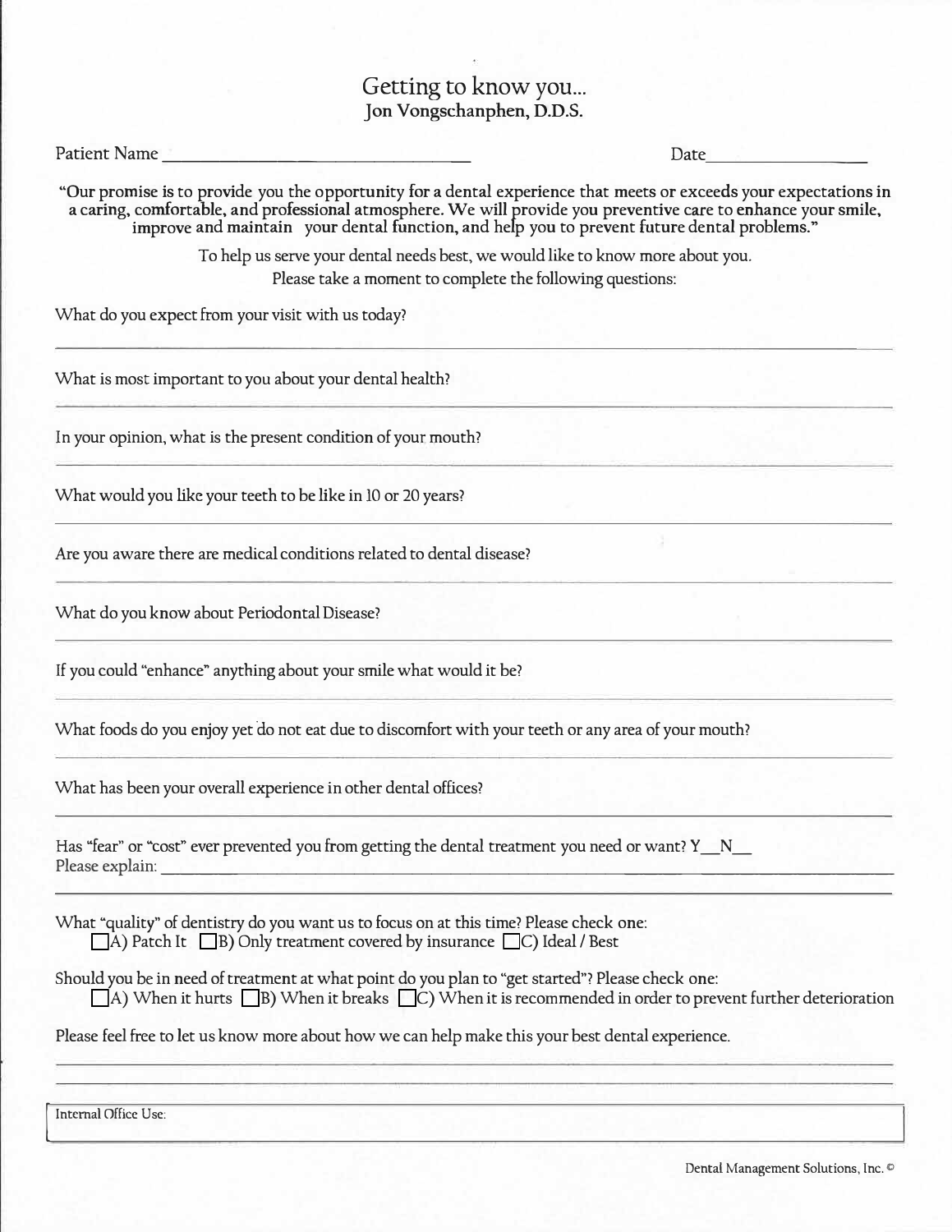# Getting to know you...

## Jon Vongschanphen, D.D.S.

Patient Name ______________________________ Date ________________

**"Our promise is to provide you the opportunity for a dental experience that meets or exceeds your expectations in a caring, comfortable, and professional atmosphere. We will provide you preventive care to enhance your smile, improve and maintain your dental function, and help you to prevent future dental problems."**

To help us serve your dental needs best, we would like to know more about you.
Please take a moment to complete the following questions:

What do you expect from your visit with us today?

______________________________________________________________________

What is most important to you about your dental health?

______________________________________________________________________

In your opinion, what is the present condition of your mouth?

______________________________________________________________________

What would you like your teeth to be like in 10 or 20 years?

______________________________________________________________________

Are you aware there are medical conditions related to dental disease?

______________________________________________________________________

What do you know about Periodontal Disease?

______________________________________________________________________

If you could "enhance" anything about your smile what would it be?

______________________________________________________________________

What foods do you enjoy yet do not eat due to discomfort with your teeth or any area of your mouth?

______________________________________________________________________

What has been your overall experience in other dental offices?

______________________________________________________________________

Has "fear" or "cost" ever prevented you from getting the dental treatment you need or want? Y__N__
Please explain: ______________________________________________________

______________________________________________________________________

What "quality" of dentistry do you want us to focus on at this time? Please check one:
☐ A) Patch It ☐ B) Only treatment covered by insurance ☐ C) Ideal / Best

Should you be in need of treatment at what point do you plan to "get started"? Please check one:
☐ A) When it hurts ☐ B) When it breaks ☐ C) When it is recommended in order to prevent further deterioration

Please feel free to let us know more about how we can help make this your best dental experience.

______________________________________________________________________

______________________________________________________________________

Internal Office Use:

Dental Management Solutions, Inc. ©